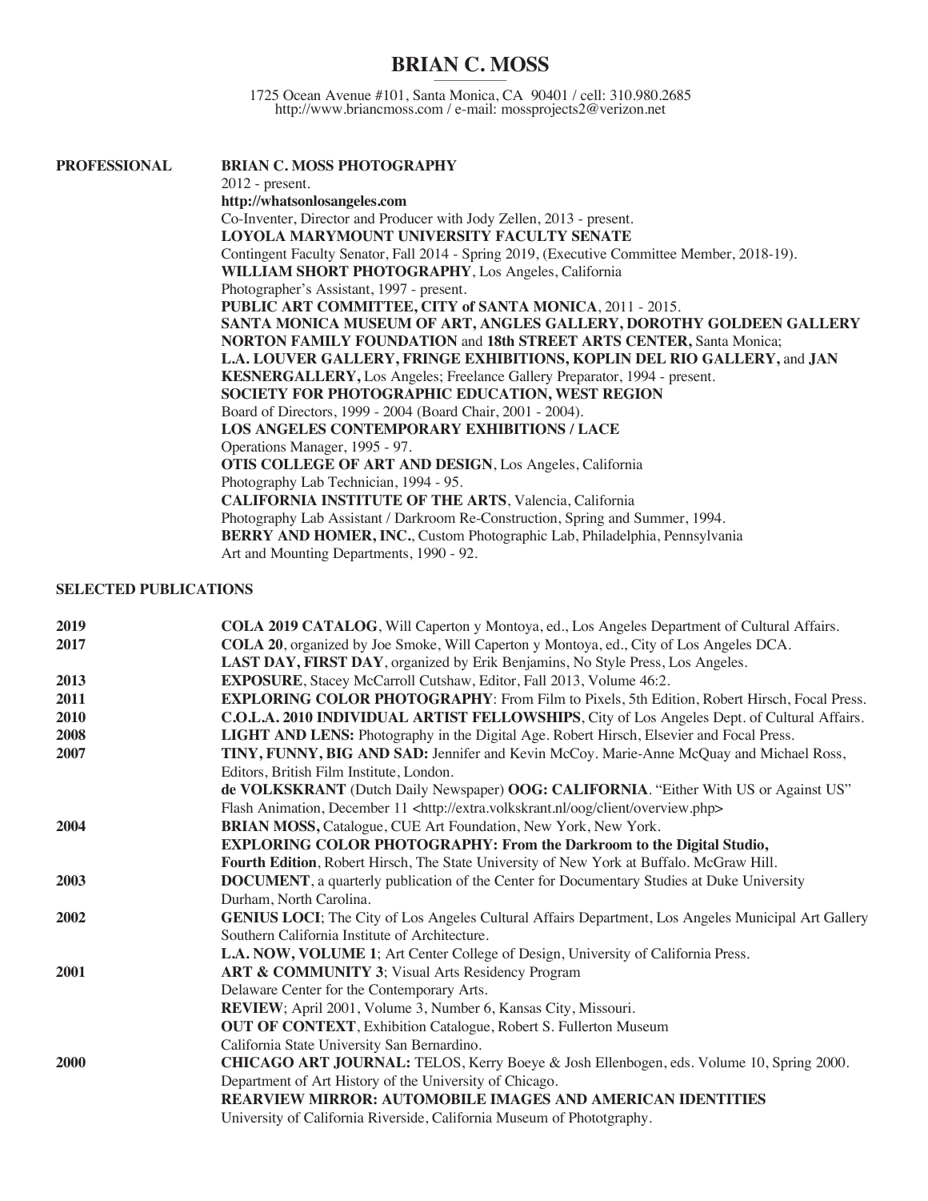# BRIAN C. MOSS

1725 Ocean Avenue #101, Santa Monica, CA 90401 / cell: 310.980.2685
http://www.briancmoss.com / e-mail: mossprojects2@verizon.net

## PROFESSIONAL

**BRIAN C. MOSS PHOTOGRAPHY**
2012 - present.
**http://whatsonlosangeles.com**
Co-Inventer, Director and Producer with Jody Zellen, 2013 - present.
**LOYOLA MARYMOUNT UNIVERSITY FACULTY SENATE**
Contingent Faculty Senator, Fall 2014 - Spring 2019, (Executive Committee Member, 2018-19).
**WILLIAM SHORT PHOTOGRAPHY**, Los Angeles, California
Photographer's Assistant, 1997 - present.
**PUBLIC ART COMMITTEE, CITY of SANTA MONICA**, 2011 - 2015.
**SANTA MONICA MUSEUM OF ART, ANGLES GALLERY, DOROTHY GOLDEEN GALLERY NORTON FAMILY FOUNDATION** and **18th STREET ARTS CENTER,** Santa Monica;
**L.A. LOUVER GALLERY, FRINGE EXHIBITIONS, KOPLIN DEL RIO GALLERY,** and **JAN KESNERGALLERY,** Los Angeles; Freelance Gallery Preparator, 1994 - present.
**SOCIETY FOR PHOTOGRAPHIC EDUCATION, WEST REGION**
Board of Directors, 1999 - 2004 (Board Chair, 2001 - 2004).
**LOS ANGELES CONTEMPORARY EXHIBITIONS / LACE**
Operations Manager, 1995 - 97.
**OTIS COLLEGE OF ART AND DESIGN**, Los Angeles, California
Photography Lab Technician, 1994 - 95.
**CALIFORNIA INSTITUTE OF THE ARTS**, Valencia, California
Photography Lab Assistant / Darkroom Re-Construction, Spring and Summer, 1994.
**BERRY AND HOMER, INC.**, Custom Photographic Lab, Philadelphia, Pennsylvania
Art and Mounting Departments, 1990 - 92.

## SELECTED PUBLICATIONS

**2019**
**COLA 2019 CATALOG**, Will Caperton y Montoya, ed., Los Angeles Department of Cultural Affairs.

**2017**
**COLA 20**, organized by Joe Smoke, Will Caperton y Montoya, ed., City of Los Angeles DCA.
**LAST DAY, FIRST DAY**, organized by Erik Benjamins, No Style Press, Los Angeles.

**2013**
**EXPOSURE**, Stacey McCarroll Cutshaw, Editor, Fall 2013, Volume 46:2.

**2011**
**EXPLORING COLOR PHOTOGRAPHY**: From Film to Pixels, 5th Edition, Robert Hirsch, Focal Press.

**2010**
**C.O.L.A. 2010 INDIVIDUAL ARTIST FELLOWSHIPS**, City of Los Angeles Dept. of Cultural Affairs.

**2008**
**LIGHT AND LENS:** Photography in the Digital Age. Robert Hirsch, Elsevier and Focal Press.

**2007**
**TINY, FUNNY, BIG AND SAD:** Jennifer and Kevin McCoy. Marie-Anne McQuay and Michael Ross, Editors, British Film Institute, London.
**de VOLKSKRANT** (Dutch Daily Newspaper) **OOG: CALIFORNIA**. "Either With US or Against US" Flash Animation, December 11 <http://extra.volkskrant.nl/oog/client/overview.php>

**2004**
**BRIAN MOSS,** Catalogue, CUE Art Foundation, New York, New York.
**EXPLORING COLOR PHOTOGRAPHY: From the Darkroom to the Digital Studio, Fourth Edition**, Robert Hirsch, The State University of New York at Buffalo. McGraw Hill.

**2003**
**DOCUMENT**, a quarterly publication of the Center for Documentary Studies at Duke University Durham, North Carolina.

**2002**
**GENIUS LOCI**; The City of Los Angeles Cultural Affairs Department, Los Angeles Municipal Art Gallery Southern California Institute of Architecture.
**L.A. NOW, VOLUME 1**; Art Center College of Design, University of California Press.

**2001**
**ART & COMMUNITY 3**; Visual Arts Residency Program Delaware Center for the Contemporary Arts.
**REVIEW**; April 2001, Volume 3, Number 6, Kansas City, Missouri.
**OUT OF CONTEXT**, Exhibition Catalogue, Robert S. Fullerton Museum California State University San Bernardino.

**2000**
**CHICAGO ART JOURNAL:** TELOS, Kerry Boeye & Josh Ellenbogen, eds. Volume 10, Spring 2000. Department of Art History of the University of Chicago.
**REARVIEW MIRROR: AUTOMOBILE IMAGES AND AMERICAN IDENTITIES**
University of California Riverside, California Museum of Phototgraphy.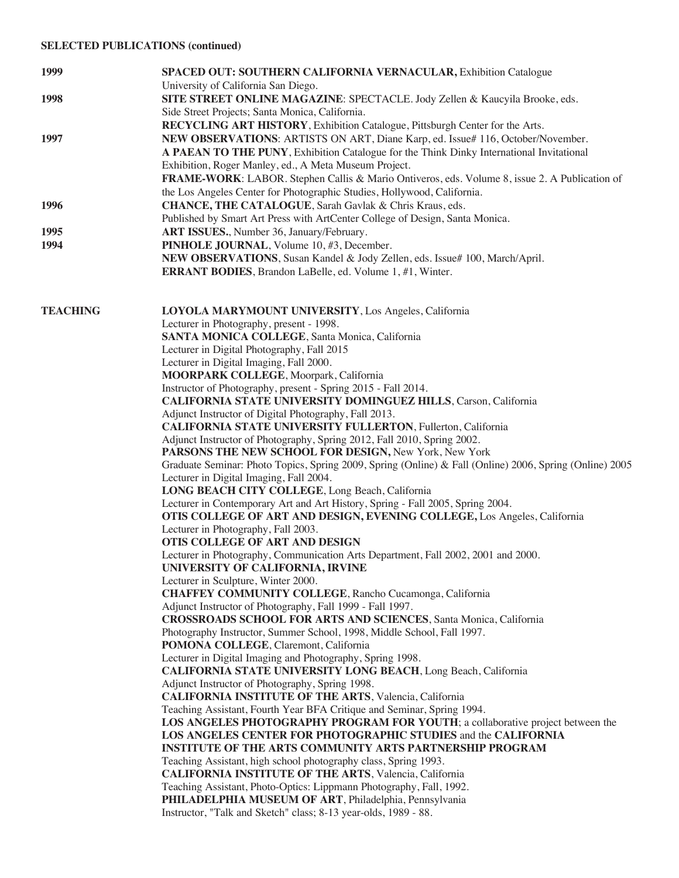**SELECTED PUBLICATIONS (continued)**

**1999** **SPACED OUT: SOUTHERN CALIFORNIA VERNACULAR,** Exhibition Catalogue
University of California San Diego.

**1998** **SITE STREET ONLINE MAGAZINE**: SPECTACLE. Jody Zellen & Kaucyila Brooke, eds.
Side Street Projects; Santa Monica, California.
**RECYCLING ART HISTORY**, Exhibition Catalogue, Pittsburgh Center for the Arts.

**1997** **NEW OBSERVATIONS**: ARTISTS ON ART, Diane Karp, ed. Issue# 116, October/November.
**A PAEAN TO THE PUNY**, Exhibition Catalogue for the Think Dinky International Invitational Exhibition, Roger Manley, ed., A Meta Museum Project.
**FRAME-WORK**: LABOR. Stephen Callis & Mario Ontiveros, eds. Volume 8, issue 2. A Publication of the Los Angeles Center for Photographic Studies, Hollywood, California.

**1996** **CHANCE, THE CATALOGUE**, Sarah Gavlak & Chris Kraus, eds.
Published by Smart Art Press with ArtCenter College of Design, Santa Monica.

**1995** **ART ISSUES.**, Number 36, January/February.

**1994** **PINHOLE JOURNAL**, Volume 10, #3, December.
**NEW OBSERVATIONS**, Susan Kandel & Jody Zellen, eds. Issue# 100, March/April.
**ERRANT BODIES**, Brandon LaBelle, ed. Volume 1, #1, Winter.

**TEACHING**

**LOYOLA MARYMOUNT UNIVERSITY**, Los Angeles, California
Lecturer in Photography, present - 1998.

**SANTA MONICA COLLEGE**, Santa Monica, California
Lecturer in Digital Photography, Fall 2015
Lecturer in Digital Imaging, Fall 2000.

**MOORPARK COLLEGE**, Moorpark, California
Instructor of Photography, present - Spring 2015 - Fall 2014.

**CALIFORNIA STATE UNIVERSITY DOMINGUEZ HILLS**, Carson, California
Adjunct Instructor of Digital Photography, Fall 2013.

**CALIFORNIA STATE UNIVERSITY FULLERTON**, Fullerton, California
Adjunct Instructor of Photography, Spring 2012, Fall 2010, Spring 2002.

**PARSONS THE NEW SCHOOL FOR DESIGN,** New York, New York
Graduate Seminar: Photo Topics, Spring 2009, Spring (Online) & Fall (Online) 2006, Spring (Online) 2005
Lecturer in Digital Imaging, Fall 2004.

**LONG BEACH CITY COLLEGE**, Long Beach, California
Lecturer in Contemporary Art and Art History, Spring - Fall 2005, Spring 2004.

**OTIS COLLEGE OF ART AND DESIGN, EVENING COLLEGE,** Los Angeles, California
Lecturer in Photography, Fall 2003.

**OTIS COLLEGE OF ART AND DESIGN**
Lecturer in Photography, Communication Arts Department, Fall 2002, 2001 and 2000.

**UNIVERSITY OF CALIFORNIA, IRVINE**
Lecturer in Sculpture, Winter 2000.

**CHAFFEY COMMUNITY COLLEGE**, Rancho Cucamonga, California
Adjunct Instructor of Photography, Fall 1999 - Fall 1997.

**CROSSROADS SCHOOL FOR ARTS AND SCIENCES**, Santa Monica, California
Photography Instructor, Summer School, 1998, Middle School, Fall 1997.

**POMONA COLLEGE**, Claremont, California
Lecturer in Digital Imaging and Photography, Spring 1998.

**CALIFORNIA STATE UNIVERSITY LONG BEACH**, Long Beach, California
Adjunct Instructor of Photography, Spring 1998.

**CALIFORNIA INSTITUTE OF THE ARTS**, Valencia, California
Teaching Assistant, Fourth Year BFA Critique and Seminar, Spring 1994.

**LOS ANGELES PHOTOGRAPHY PROGRAM FOR YOUTH**; a collaborative project between the **LOS ANGELES CENTER FOR PHOTOGRAPHIC STUDIES** and the **CALIFORNIA INSTITUTE OF THE ARTS COMMUNITY ARTS PARTNERSHIP PROGRAM**
Teaching Assistant, high school photography class, Spring 1993.

**CALIFORNIA INSTITUTE OF THE ARTS**, Valencia, California
Teaching Assistant, Photo-Optics: Lippmann Photography, Fall, 1992.

**PHILADELPHIA MUSEUM OF ART**, Philadelphia, Pennsylvania
Instructor, "Talk and Sketch" class; 8-13 year-olds, 1989 - 88.